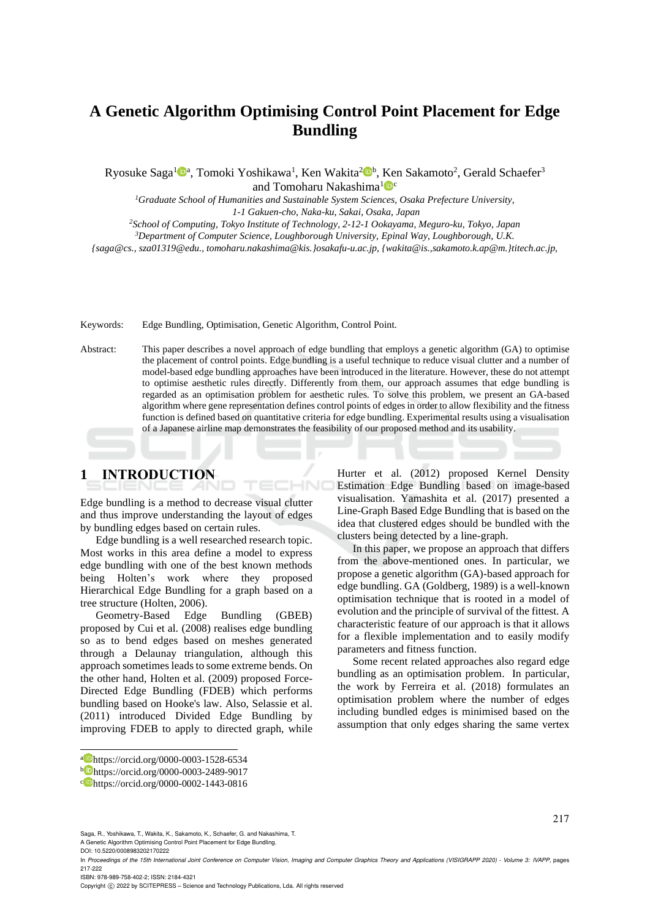# A Genetic Algorithm Optimising Control Point Placement for Edge Bundling

Ryosuke Saga[1][a], Tomoki Yoshikawa[1], Ken Wakita[2][b], Ken Sakamoto[2], Gerald Schaefer[3] and Tomoharu Nakashima[1][c]

[1]*Graduate School of Humanities and Sustainable System Sciences, Osaka Prefecture University, 1-1 Gakuen-cho, Naka-ku, Sakai, Osaka, Japan*

[2]*School of Computing, Tokyo Institute of Technology, 2-12-1 Ookayama, Meguro-ku, Tokyo, Japan*

[3]*Department of Computer Science, Loughborough University, Epinal Way, Loughborough, U.K.*

*{saga@cs., sza01319@edu., tomoharu.nakashima@kis.}osakafu-u.ac.jp, {wakita@is.,sakamoto.k.ap@m.}titech.ac.jp,*

Keywords: Edge Bundling, Optimisation, Genetic Algorithm, Control Point.

Abstract: This paper describes a novel approach of edge bundling that employs a genetic algorithm (GA) to optimise the placement of control points. Edge bundling is a useful technique to reduce visual clutter and a number of model-based edge bundling approaches have been introduced in the literature. However, these do not attempt to optimise aesthetic rules directly. Differently from them, our approach assumes that edge bundling is regarded as an optimisation problem for aesthetic rules. To solve this problem, we present an GA-based algorithm where gene representation defines control points of edges in order to allow flexibility and the fitness function is defined based on quantitative criteria for edge bundling. Experimental results using a visualisation of a Japanese airline map demonstrates the feasibility of our proposed method and its usability.

## 1 INTRODUCTION

Edge bundling is a method to decrease visual clutter and thus improve understanding the layout of edges by bundling edges based on certain rules.

Edge bundling is a well researched research topic. Most works in this area define a model to express edge bundling with one of the best known methods being Holten's work where they proposed Hierarchical Edge Bundling for a graph based on a tree structure (Holten, 2006).

Geometry-Based Edge Bundling (GBEB) proposed by Cui et al. (2008) realises edge bundling so as to bend edges based on meshes generated through a Delaunay triangulation, although this approach sometimes leads to some extreme bends. On the other hand, Holten et al. (2009) proposed Force-Directed Edge Bundling (FDEB) which performs bundling based on Hooke's law. Also, Selassie et al. (2011) introduced Divided Edge Bundling by improving FDEB to apply to directed graph, while Hurter et al. (2012) proposed Kernel Density Estimation Edge Bundling based on image-based visualisation. Yamashita et al. (2017) presented a Line-Graph Based Edge Bundling that is based on the idea that clustered edges should be bundled with the clusters being detected by a line-graph.

In this paper, we propose an approach that differs from the above-mentioned ones. In particular, we propose a genetic algorithm (GA)-based approach for edge bundling. GA (Goldberg, 1989) is a well-known optimisation technique that is rooted in a model of evolution and the principle of survival of the fittest. A characteristic feature of our approach is that it allows for a flexible implementation and to easily modify parameters and fitness function.

Some recent related approaches also regard edge bundling as an optimisation problem. In particular, the work by Ferreira et al. (2018) formulates an optimisation problem where the number of edges including bundled edges is minimised based on the assumption that only edges sharing the same vertex

[a] https://orcid.org/0000-0003-1528-6534

[b] https://orcid.org/0000-0003-2489-9017

[c] https://orcid.org/0000-0002-1443-0816

Saga, R., Yoshikawa, T., Wakita, K., Sakamoto, K., Schaefer, G. and Nakashima, T.
A Genetic Algorithm Optimising Control Point Placement for Edge Bundling.
DOI: 10.5220/0008983202170222
In *Proceedings of the 15th International Joint Conference on Computer Vision, Imaging and Computer Graphics Theory and Applications (VISIGRAPP 2020) - Volume 3: IVAPP*, pages 217-222
ISBN: 978-989-758-402-2; ISSN: 2184-4321
Copyright © 2022 by SCITEPRESS – Science and Technology Publications, Lda. All rights reserved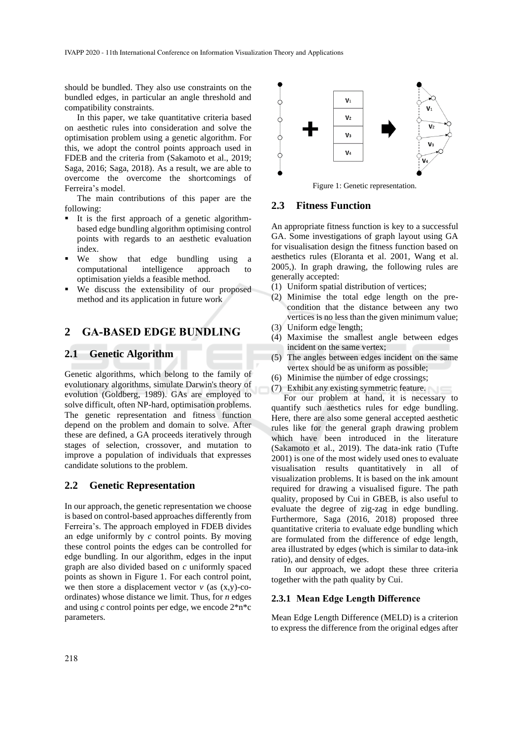should be bundled. They also use constraints on the bundled edges, in particular an angle threshold and compatibility constraints.

In this paper, we take quantitative criteria based on aesthetic rules into consideration and solve the optimisation problem using a genetic algorithm. For this, we adopt the control points approach used in FDEB and the criteria from (Sakamoto et al., 2019; Saga, 2016; Saga, 2018). As a result, we are able to overcome the overcome the shortcomings of Ferreira's model.

The main contributions of this paper are the following:

- It is the first approach of a genetic algorithm-based edge bundling algorithm optimising control points with regards to an aesthetic evaluation index.
- We show that edge bundling using a computational intelligence approach to optimisation yields a feasible method.
- We discuss the extensibility of our proposed method and its application in future work

## 2 GA-BASED EDGE BUNDLING

### 2.1 Genetic Algorithm

Genetic algorithms, which belong to the family of evolutionary algorithms, simulate Darwin's theory of evolution (Goldberg, 1989). GAs are employed to solve difficult, often NP-hard, optimisation problems. The genetic representation and fitness function depend on the problem and domain to solve. After these are defined, a GA proceeds iteratively through stages of selection, crossover, and mutation to improve a population of individuals that expresses candidate solutions to the problem.

### 2.2 Genetic Representation

In our approach, the genetic representation we choose is based on control-based approaches differently from Ferreira's. The approach employed in FDEB divides an edge uniformly by $c$ control points. By moving these control points the edges can be controlled for edge bundling. In our algorithm, edges in the input graph are also divided based on $c$ uniformly spaced points as shown in Figure 1. For each control point, we then store a displacement vector $v$ (as (x,y)-co-ordinates) whose distance we limit. Thus, for $n$ edges and using $c$ control points per edge, we encode $2*n*c$ parameters.

Figure 1: Genetic representation.

### 2.3 Fitness Function

An appropriate fitness function is key to a successful GA. Some investigations of graph layout using GA for visualisation design the fitness function based on aesthetics rules (Eloranta et al. 2001, Wang et al. 2005,). In graph drawing, the following rules are generally accepted:

(1) Uniform spatial distribution of vertices;
(2) Minimise the total edge length on the pre-condition that the distance between any two vertices is no less than the given minimum value;
(3) Uniform edge length;
(4) Maximise the smallest angle between edges incident on the same vertex;
(5) The angles between edges incident on the same vertex should be as uniform as possible;
(6) Minimise the number of edge crossings;
(7) Exhibit any existing symmetric feature.

For our problem at hand, it is necessary to quantify such aesthetics rules for edge bundling. Here, there are also some general accepted aesthetic rules like for the general graph drawing problem which have been introduced in the literature (Sakamoto et al., 2019). The data-ink ratio (Tufte 2001) is one of the most widely used ones to evaluate visualisation results quantitatively in all of visualization problems. It is based on the ink amount required for drawing a visualised figure. The path quality, proposed by Cui in GBEB, is also useful to evaluate the degree of zig-zag in edge bundling. Furthermore, Saga (2016, 2018) proposed three quantitative criteria to evaluate edge bundling which are formulated from the difference of edge length, area illustrated by edges (which is similar to data-ink ratio), and density of edges.

In our approach, we adopt these three criteria together with the path quality by Cui.

#### 2.3.1 Mean Edge Length Difference

Mean Edge Length Difference (MELD) is a criterion to express the difference from the original edges after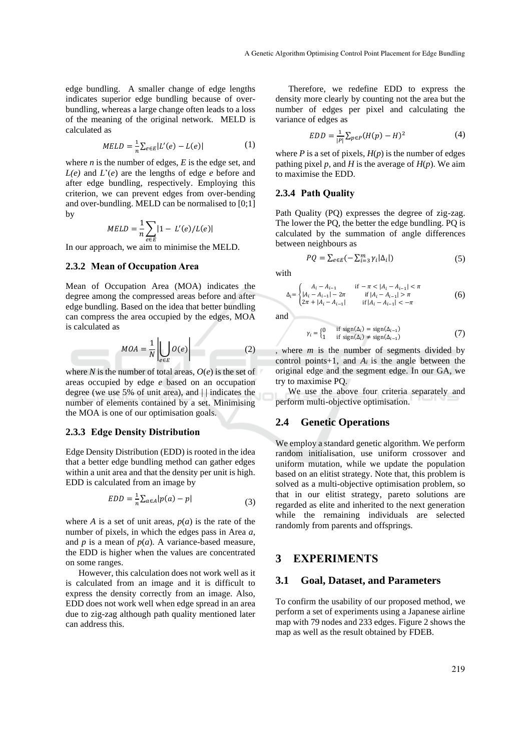edge bundling. A smaller change of edge lengths indicates superior edge bundling because of over-bundling, whereas a large change often leads to a loss of the meaning of the original network. MELD is calculated as

$$MELD = \frac{1}{n}\sum_{e \in E}|L'(e) - L(e)| \tag{1}$$

where $n$ is the number of edges, $E$ is the edge set, and $L(e)$ and $L'(e)$ are the lengths of edge $e$ before and after edge bundling, respectively. Employing this criterion, we can prevent edges from over-bending and over-bundling. MELD can be normalised to [0;1] by

$$MELD = \frac{1}{n}\sum_{e \in E}|1 - L'(e)/L(e)|$$

In our approach, we aim to minimise the MELD.

### 2.3.2 Mean of Occupation Area

Mean of Occupation Area (MOA) indicates the degree among the compressed areas before and after edge bundling. Based on the idea that better bundling can compress the area occupied by the edges, MOA is calculated as

$$MOA = \frac{1}{N}\left|\bigcup_{e \in E} O(e)\right| \tag{2}$$

where $N$ is the number of total areas, $O(e)$ is the set of areas occupied by edge $e$ based on an occupation degree (we use 5% of unit area), and | | indicates the number of elements contained by a set. Minimising the MOA is one of our optimisation goals.

### 2.3.3 Edge Density Distribution

Edge Density Distribution (EDD) is rooted in the idea that a better edge bundling method can gather edges within a unit area and that the density per unit is high. EDD is calculated from an image by

$$EDD = \frac{1}{n}\sum_{a \in A}|p(a) - p| \tag{3}$$

where $A$ is a set of unit areas, $p(a)$ is the rate of the number of pixels, in which the edges pass in Area $a$, and $p$ is a mean of $p(a)$. A variance-based measure, the EDD is higher when the values are concentrated on some ranges.

However, this calculation does not work well as it is calculated from an image and it is difficult to express the density correctly from an image. Also, EDD does not work well when edge spread in an area due to zig-zag although path quality mentioned later can address this.

Therefore, we redefine EDD to express the density more clearly by counting not the area but the number of edges per pixel and calculating the variance of edges as

$$EDD = \frac{1}{|P|}\sum_{p \in P}(H(p) - H)^2 \tag{4}$$

where $P$ is a set of pixels, $H(p)$ is the number of edges pathing pixel $p$, and $H$ is the average of $H(p)$. We aim to maximise the EDD.

### 2.3.4 Path Quality

Path Quality (PQ) expresses the degree of zig-zag. The lower the PQ, the better the edge bundling. PQ is calculated by the summation of angle differences between neighbours as

$$PQ = \sum_{e \in E}\left(-\sum_{i=3}^{m}\gamma_i|\Delta_i|\right) \tag{5}$$

with

$$\Delta_i = \begin{cases} A_i - A_{i-1} & \text{if } -\pi < |A_i - A_{i-1}| < \pi \\ |A_i - A_{i-1}| - 2\pi & \text{if } |A_i - A_{i-1}| > \pi \\ 2\pi + |A_i - A_{i-1}| & \text{if } |A_i - A_{i-1}| < -\pi \end{cases} \tag{6}$$

and

$$\gamma_i = \begin{cases} 0 & \text{if } \mathrm{sign}(\Delta_i) = \mathrm{sign}(\Delta_{i-1}) \\ 1 & \text{if } \mathrm{sign}(\Delta_i) \neq \mathrm{sign}(\Delta_{i-1}) \end{cases} \tag{7}$$

, where $m$ is the number of segments divided by control points+1, and $A_i$ is the angle between the original edge and the segment edge. In our GA, we try to maximise PQ.

We use the above four criteria separately and perform multi-objective optimisation.

## 2.4 Genetic Operations

We employ a standard genetic algorithm. We perform random initialisation, use uniform crossover and uniform mutation, while we update the population based on an elitist strategy. Note that, this problem is solved as a multi-objective optimisation problem, so that in our elitist strategy, pareto solutions are regarded as elite and inherited to the next generation while the remaining individuals are selected randomly from parents and offsprings.

# 3 EXPERIMENTS

## 3.1 Goal, Dataset, and Parameters

To confirm the usability of our proposed method, we perform a set of experiments using a Japanese airline map with 79 nodes and 233 edges. Figure 2 shows the map as well as the result obtained by FDEB.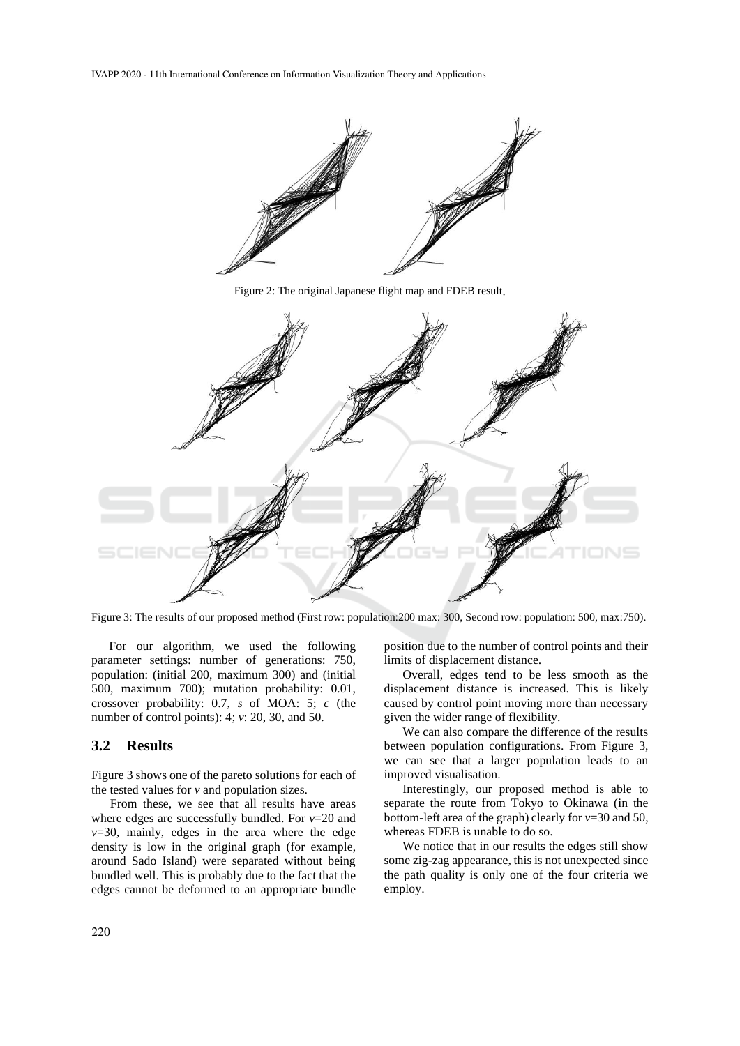Figure 2: The original Japanese flight map and FDEB result.

Figure 3: The results of our proposed method (First row: population:200 max: 300, Second row: population: 500, max:750).

For our algorithm, we used the following parameter settings: number of generations: 750, population: (initial 200, maximum 300) and (initial 500, maximum 700); mutation probability: 0.01, crossover probability: 0.7, *s* of MOA: 5; *c* (the number of control points): 4; *v*: 20, 30, and 50.

## 3.2 Results

Figure 3 shows one of the pareto solutions for each of the tested values for *v* and population sizes.

From these, we see that all results have areas where edges are successfully bundled. For *v*=20 and *v*=30, mainly, edges in the area where the edge density is low in the original graph (for example, around Sado Island) were separated without being bundled well. This is probably due to the fact that the edges cannot be deformed to an appropriate bundle position due to the number of control points and their limits of displacement distance.

Overall, edges tend to be less smooth as the displacement distance is increased. This is likely caused by control point moving more than necessary given the wider range of flexibility.

We can also compare the difference of the results between population configurations. From Figure 3, we can see that a larger population leads to an improved visualisation.

Interestingly, our proposed method is able to separate the route from Tokyo to Okinawa (in the bottom-left area of the graph) clearly for *v*=30 and 50, whereas FDEB is unable to do so.

We notice that in our results the edges still show some zig-zag appearance, this is not unexpected since the path quality is only one of the four criteria we employ.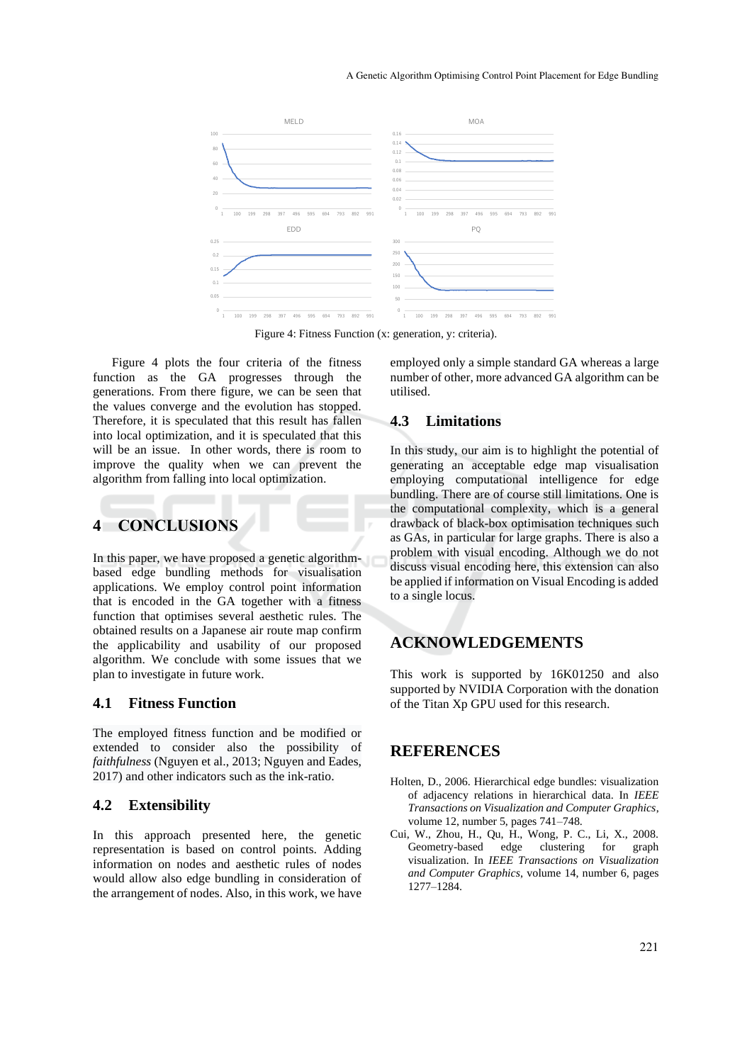Figure 4: Fitness Function (x: generation, y: criteria).

Figure 4 plots the four criteria of the fitness function as the GA progresses through the generations. From there figure, we can be seen that the values converge and the evolution has stopped. Therefore, it is speculated that this result has fallen into local optimization, and it is speculated that this will be an issue. In other words, there is room to improve the quality when we can prevent the algorithm from falling into local optimization.

# 4 CONCLUSIONS

In this paper, we have proposed a genetic algorithm-based edge bundling methods for visualisation applications. We employ control point information that is encoded in the GA together with a fitness function that optimises several aesthetic rules. The obtained results on a Japanese air route map confirm the applicability and usability of our proposed algorithm. We conclude with some issues that we plan to investigate in future work.

## 4.1 Fitness Function

The employed fitness function and be modified or extended to consider also the possibility of *faithfulness* (Nguyen et al., 2013; Nguyen and Eades, 2017) and other indicators such as the ink-ratio.

## 4.2 Extensibility

In this approach presented here, the genetic representation is based on control points. Adding information on nodes and aesthetic rules of nodes would allow also edge bundling in consideration of the arrangement of nodes. Also, in this work, we have employed only a simple standard GA whereas a large number of other, more advanced GA algorithm can be utilised.

## 4.3 Limitations

In this study, our aim is to highlight the potential of generating an acceptable edge map visualisation employing computational intelligence for edge bundling. There are of course still limitations. One is the computational complexity, which is a general drawback of black-box optimisation techniques such as GAs, in particular for large graphs. There is also a problem with visual encoding. Although we do not discuss visual encoding here, this extension can also be applied if information on Visual Encoding is added to a single locus.

# ACKNOWLEDGEMENTS

This work is supported by 16K01250 and also supported by NVIDIA Corporation with the donation of the Titan Xp GPU used for this research.

# REFERENCES

Holten, D., 2006. Hierarchical edge bundles: visualization of adjacency relations in hierarchical data. In *IEEE Transactions on Visualization and Computer Graphics*, volume 12, number 5, pages 741–748.

Cui, W., Zhou, H., Qu, H., Wong, P. C., Li, X., 2008. Geometry-based edge clustering for graph visualization. In *IEEE Transactions on Visualization and Computer Graphics*, volume 14, number 6, pages 1277–1284.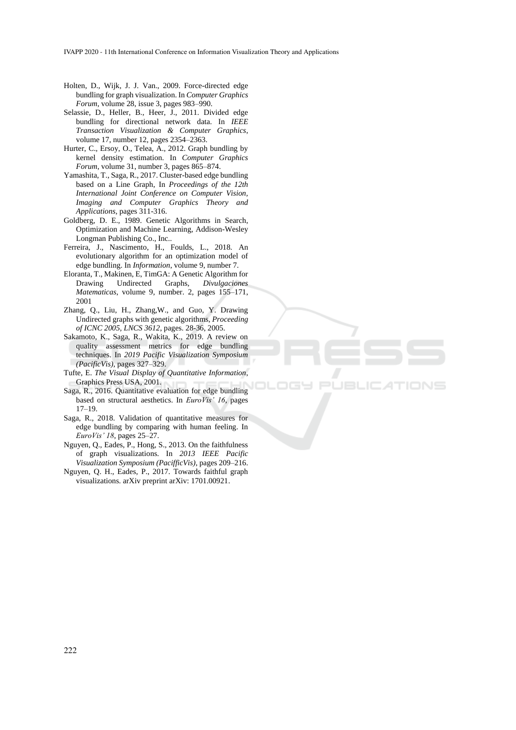Holten, D., Wijk, J. J. Van., 2009. Force-directed edge bundling for graph visualization. In *Computer Graphics Forum*, volume 28, issue 3, pages 983–990.

Selassie, D., Heller, B., Heer, J., 2011. Divided edge bundling for directional network data. In *IEEE Transaction Visualization & Computer Graphics*, volume 17, number 12, pages 2354–2363.

Hurter, C., Ersoy, O., Telea, A., 2012. Graph bundling by kernel density estimation. In *Computer Graphics Forum*, volume 31, number 3, pages 865–874.

Yamashita, T., Saga, R., 2017. Cluster-based edge bundling based on a Line Graph, In *Proceedings of the 12th International Joint Conference on Computer Vision, Imaging and Computer Graphics Theory and Applications*, pages 311-316.

Goldberg, D. E., 1989. Genetic Algorithms in Search, Optimization and Machine Learning, Addison-Wesley Longman Publishing Co., Inc..

Ferreira, J., Nascimento, H., Foulds, L., 2018. An evolutionary algorithm for an optimization model of edge bundling. In *Information*, volume 9, number 7.

Eloranta, T., Makinen, E, TimGA: A Genetic Algorithm for Drawing Undirected Graphs, *Divulgaciones Matematicas*, volume 9, number. 2, pages 155–171, 2001

Zhang, Q., Liu, H., Zhang,W., and Guo, Y. Drawing Undirected graphs with genetic algorithms, *Proceeding of ICNC 2005, LNCS 3612*, pages. 28-36, 2005.

Sakamoto, K., Saga, R., Wakita, K., 2019. A review on quality assessment metrics for edge bundling techniques. In *2019 Pacific Visualization Symposium (PacificVis)*, pages 327–329.

Tufte, E. *The Visual Display of Quantitative Information*, Graphics Press USA, 2001.

Saga, R., 2016. Quantitative evaluation for edge bundling based on structural aesthetics. In *EuroVis' 16*, pages 17–19.

Saga, R., 2018. Validation of quantitative measures for edge bundling by comparing with human feeling. In *EuroVis' 18*, pages 25–27.

Nguyen, Q., Eades, P., Hong, S., 2013. On the faithfulness of graph visualizations. In *2013 IEEE Pacific Visualization Symposium (PacifficVis)*, pages 209–216.

Nguyen, Q. H., Eades, P., 2017. Towards faithful graph visualizations. arXiv preprint arXiv: 1701.00921.